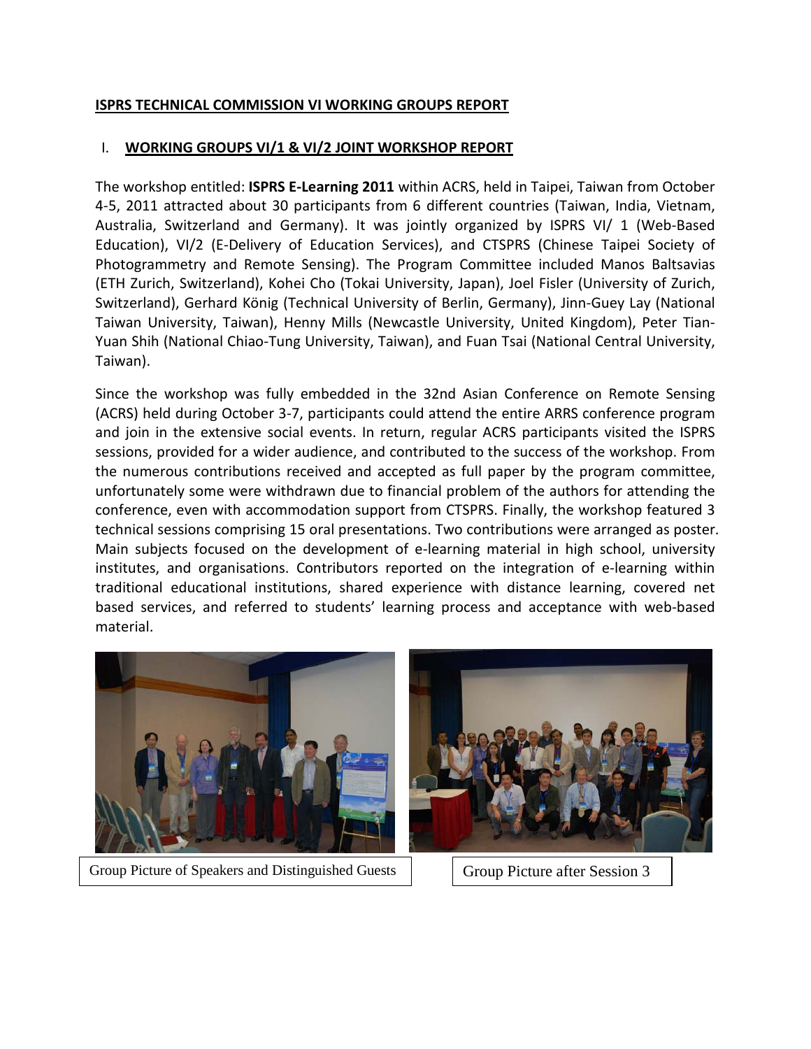## ISPRS TECHNICAL COMMISSION VI WORKING GROUPS REPORT

### I. WORKING GROUPS VI/1 & VI/2 JOINT WORKSHOP REPORT

The workshop entitled: **ISPRS E-Learning 2011** within ACRS, held in Taipei, Taiwan from October 4-5, 2011 attracted about 30 participants from 6 different countries (Taiwan, India, Vietnam, Australia, Switzerland and Germany). It was jointly organized by ISPRS VI/ 1 (Web-Based Education), VI/2 (E-Delivery of Education Services), and CTSPRS (Chinese Taipei Society of Photogrammetry and Remote Sensing). The Program Committee included Manos Baltsavias (ETH Zurich, Switzerland), Kohei Cho (Tokai University, Japan), Joel Fisler (University of Zurich, Switzerland), Gerhard König (Technical University of Berlin, Germany), Jinn-Guey Lay (National Taiwan University, Taiwan), Henny Mills (Newcastle University, United Kingdom), Peter Tian-Yuan Shih (National Chiao-Tung University, Taiwan), and Fuan Tsai (National Central University, Taiwan).

Since the workshop was fully embedded in the 32nd Asian Conference on Remote Sensing (ACRS) held during October 3-7, participants could attend the entire ARRS conference program and join in the extensive social events. In return, regular ACRS participants visited the ISPRS sessions, provided for a wider audience, and contributed to the success of the workshop. From the numerous contributions received and accepted as full paper by the program committee, unfortunately some were withdrawn due to financial problem of the authors for attending the conference, even with accommodation support from CTSPRS. Finally, the workshop featured 3 technical sessions comprising 15 oral presentations. Two contributions were arranged as poster. Main subjects focused on the development of e-learning material in high school, university institutes, and organisations. Contributors reported on the integration of e-learning within traditional educational institutions, shared experience with distance learning, covered net based services, and referred to students' learning process and acceptance with web-based material.

Group Picture of Speakers and Distinguished Guests

Group Picture after Session 3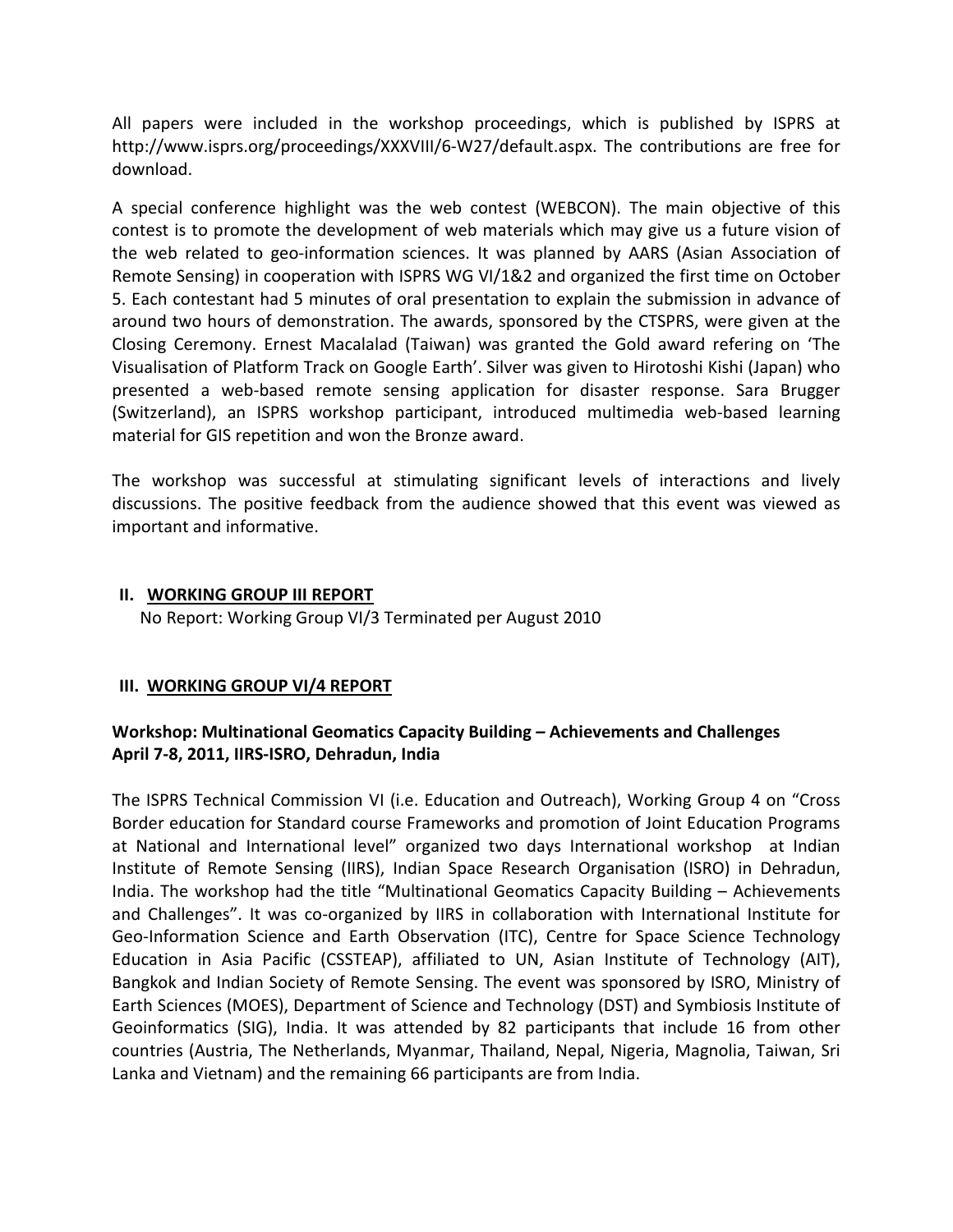All papers were included in the workshop proceedings, which is published by ISPRS at http://www.isprs.org/proceedings/XXXVIII/6-W27/default.aspx. The contributions are free for download.

A special conference highlight was the web contest (WEBCON). The main objective of this contest is to promote the development of web materials which may give us a future vision of the web related to geo-information sciences. It was planned by AARS (Asian Association of Remote Sensing) in cooperation with ISPRS WG VI/1&2 and organized the first time on October 5. Each contestant had 5 minutes of oral presentation to explain the submission in advance of around two hours of demonstration. The awards, sponsored by the CTSPRS, were given at the Closing Ceremony. Ernest Macalalad (Taiwan) was granted the Gold award refering on 'The Visualisation of Platform Track on Google Earth'. Silver was given to Hirotoshi Kishi (Japan) who presented a web-based remote sensing application for disaster response. Sara Brugger (Switzerland), an ISPRS workshop participant, introduced multimedia web-based learning material for GIS repetition and won the Bronze award.

The workshop was successful at stimulating significant levels of interactions and lively discussions. The positive feedback from the audience showed that this event was viewed as important and informative.

## II. WORKING GROUP III REPORT

No Report: Working Group VI/3 Terminated per August 2010

## III. WORKING GROUP VI/4 REPORT

**Workshop: Multinational Geomatics Capacity Building – Achievements and Challenges**
**April 7-8, 2011, IIRS-ISRO, Dehradun, India**

The ISPRS Technical Commission VI (i.e. Education and Outreach), Working Group 4 on "Cross Border education for Standard course Frameworks and promotion of Joint Education Programs at National and International level" organized two days International workshop at Indian Institute of Remote Sensing (IIRS), Indian Space Research Organisation (ISRO) in Dehradun, India. The workshop had the title "Multinational Geomatics Capacity Building – Achievements and Challenges". It was co-organized by IIRS in collaboration with International Institute for Geo-Information Science and Earth Observation (ITC), Centre for Space Science Technology Education in Asia Pacific (CSSTEAP), affiliated to UN, Asian Institute of Technology (AIT), Bangkok and Indian Society of Remote Sensing. The event was sponsored by ISRO, Ministry of Earth Sciences (MOES), Department of Science and Technology (DST) and Symbiosis Institute of Geoinformatics (SIG), India. It was attended by 82 participants that include 16 from other countries (Austria, The Netherlands, Myanmar, Thailand, Nepal, Nigeria, Magnolia, Taiwan, Sri Lanka and Vietnam) and the remaining 66 participants are from India.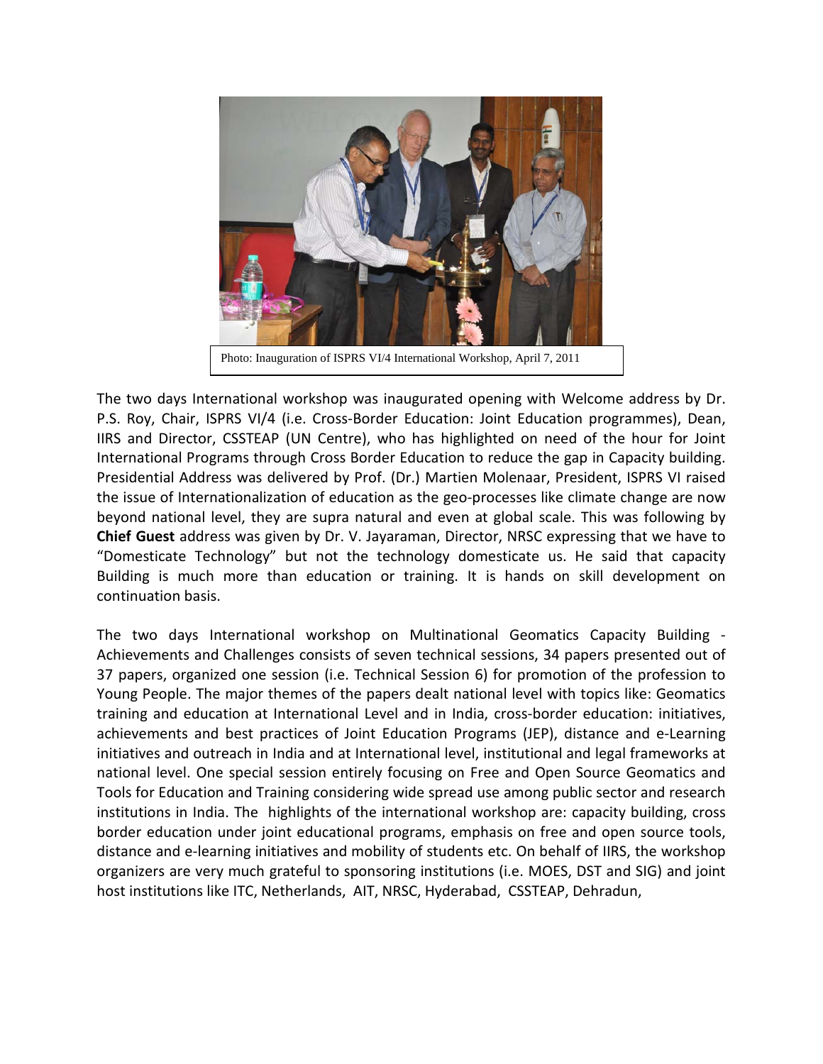Photo: Inauguration of ISPRS VI/4 International Workshop, April 7, 2011

The two days International workshop was inaugurated opening with Welcome address by Dr. P.S. Roy, Chair, ISPRS VI/4 (i.e. Cross-Border Education: Joint Education programmes), Dean, IIRS and Director, CSSTEAP (UN Centre), who has highlighted on need of the hour for Joint International Programs through Cross Border Education to reduce the gap in Capacity building. Presidential Address was delivered by Prof. (Dr.) Martien Molenaar, President, ISPRS VI raised the issue of Internationalization of education as the geo-processes like climate change are now beyond national level, they are supra natural and even at global scale. This was following by **Chief Guest** address was given by Dr. V. Jayaraman, Director, NRSC expressing that we have to "Domesticate Technology" but not the technology domesticate us. He said that capacity Building is much more than education or training. It is hands on skill development on continuation basis.

The two days International workshop on Multinational Geomatics Capacity Building - Achievements and Challenges consists of seven technical sessions, 34 papers presented out of 37 papers, organized one session (i.e. Technical Session 6) for promotion of the profession to Young People. The major themes of the papers dealt national level with topics like: Geomatics training and education at International Level and in India, cross-border education: initiatives, achievements and best practices of Joint Education Programs (JEP), distance and e-Learning initiatives and outreach in India and at International level, institutional and legal frameworks at national level. One special session entirely focusing on Free and Open Source Geomatics and Tools for Education and Training considering wide spread use among public sector and research institutions in India. The highlights of the international workshop are: capacity building, cross border education under joint educational programs, emphasis on free and open source tools, distance and e-learning initiatives and mobility of students etc. On behalf of IIRS, the workshop organizers are very much grateful to sponsoring institutions (i.e. MOES, DST and SIG) and joint host institutions like ITC, Netherlands, AIT, NRSC, Hyderabad, CSSTEAP, Dehradun,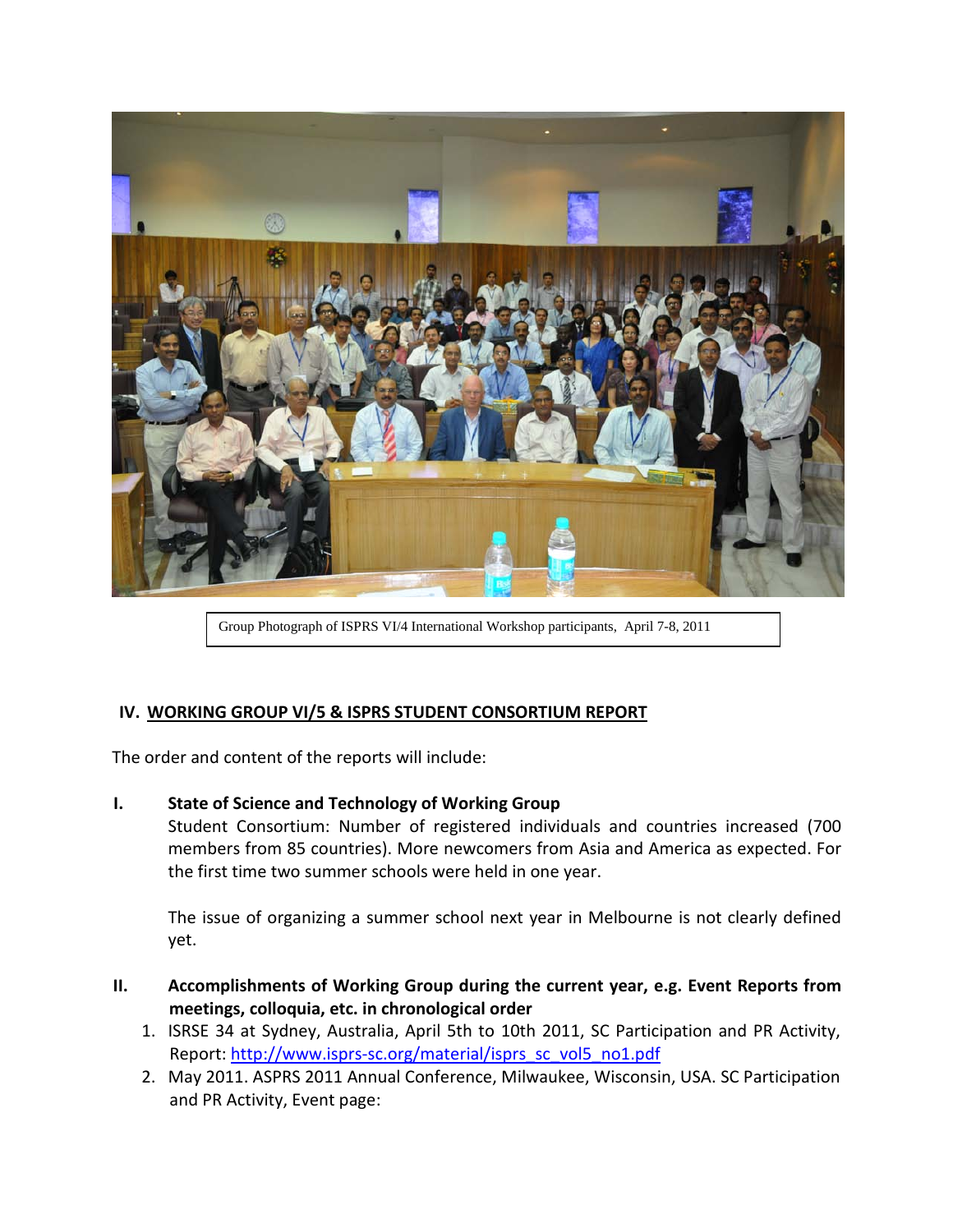Group Photograph of ISPRS VI/4 International Workshop participants, April 7-8, 2011

## IV. WORKING GROUP VI/5 & ISPRS STUDENT CONSORTIUM REPORT

The order and content of the reports will include:

**I. State of Science and Technology of Working Group**

Student Consortium: Number of registered individuals and countries increased (700 members from 85 countries). More newcomers from Asia and America as expected. For the first time two summer schools were held in one year.

The issue of organizing a summer school next year in Melbourne is not clearly defined yet.

**II. Accomplishments of Working Group during the current year, e.g. Event Reports from meetings, colloquia, etc. in chronological order**

1. ISRSE 34 at Sydney, Australia, April 5th to 10th 2011, SC Participation and PR Activity, Report: http://www.isprs-sc.org/material/isprs_sc_vol5_no1.pdf
2. May 2011. ASPRS 2011 Annual Conference, Milwaukee, Wisconsin, USA. SC Participation and PR Activity, Event page: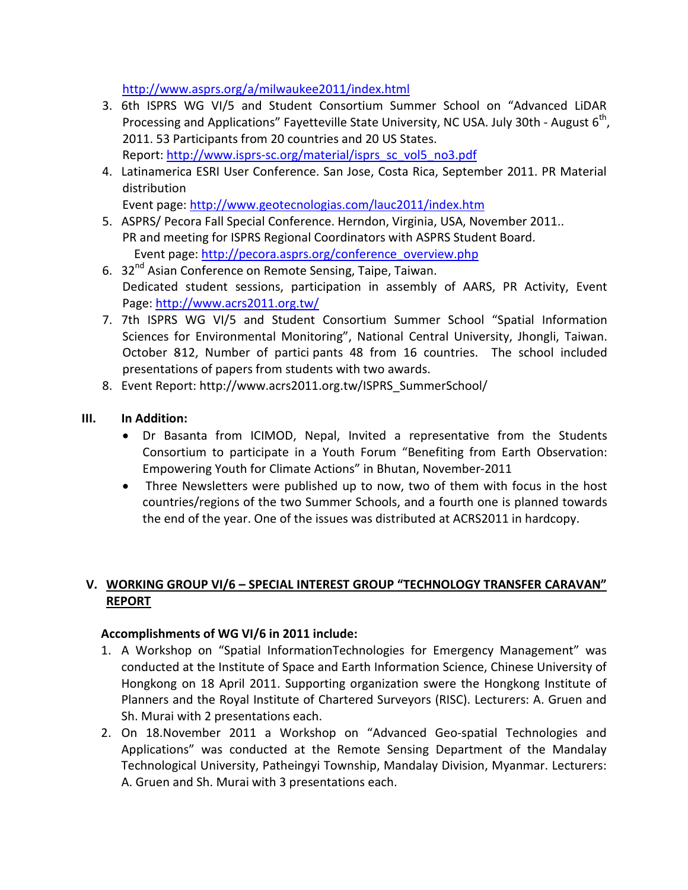http://www.asprs.org/a/milwaukee2011/index.html

3. 6th ISPRS WG VI/5 and Student Consortium Summer School on "Advanced LiDAR Processing and Applications" Fayetteville State University, NC USA. July 30th - August 6th, 2011. 53 Participants from 20 countries and 20 US States.
   Report: http://www.isprs-sc.org/material/isprs_sc_vol5_no3.pdf
4. Latinamerica ESRI User Conference. San Jose, Costa Rica, September 2011. PR Material distribution
   Event page: http://www.geotecnologias.com/lauc2011/index.htm
5. ASPRS/ Pecora Fall Special Conference. Herndon, Virginia, USA, November 2011..
   PR and meeting for ISPRS Regional Coordinators with ASPRS Student Board.
   Event page: http://pecora.asprs.org/conference_overview.php
6. 32nd Asian Conference on Remote Sensing, Taipe, Taiwan.
   Dedicated student sessions, participation in assembly of AARS, PR Activity, Event Page: http://www.acrs2011.org.tw/
7. 7th ISPRS WG VI/5 and Student Consortium Summer School "Spatial Information Sciences for Environmental Monitoring", National Central University, Jhongli, Taiwan. October 812, Number of partici pants 48 from 16 countries. The school included presentations of papers from students with two awards.
8. Event Report: http://www.acrs2011.org.tw/ISPRS_SummerSchool/

**III. In Addition:**

- Dr Basanta from ICIMOD, Nepal, Invited a representative from the Students Consortium to participate in a Youth Forum "Benefiting from Earth Observation: Empowering Youth for Climate Actions" in Bhutan, November-2011
- Three Newsletters were published up to now, two of them with focus in the host countries/regions of the two Summer Schools, and a fourth one is planned towards the end of the year. One of the issues was distributed at ACRS2011 in hardcopy.

## V. WORKING GROUP VI/6 – SPECIAL INTEREST GROUP "TECHNOLOGY TRANSFER CARAVAN" REPORT

**Accomplishments of WG VI/6 in 2011 include:**

1. A Workshop on "Spatial InformationTechnologies for Emergency Management" was conducted at the Institute of Space and Earth Information Science, Chinese University of Hongkong on 18 April 2011. Supporting organization swere the Hongkong Institute of Planners and the Royal Institute of Chartered Surveyors (RISC). Lecturers: A. Gruen and Sh. Murai with 2 presentations each.
2. On 18.November 2011 a Workshop on "Advanced Geo-spatial Technologies and Applications" was conducted at the Remote Sensing Department of the Mandalay Technological University, Patheingyi Township, Mandalay Division, Myanmar. Lecturers: A. Gruen and Sh. Murai with 3 presentations each.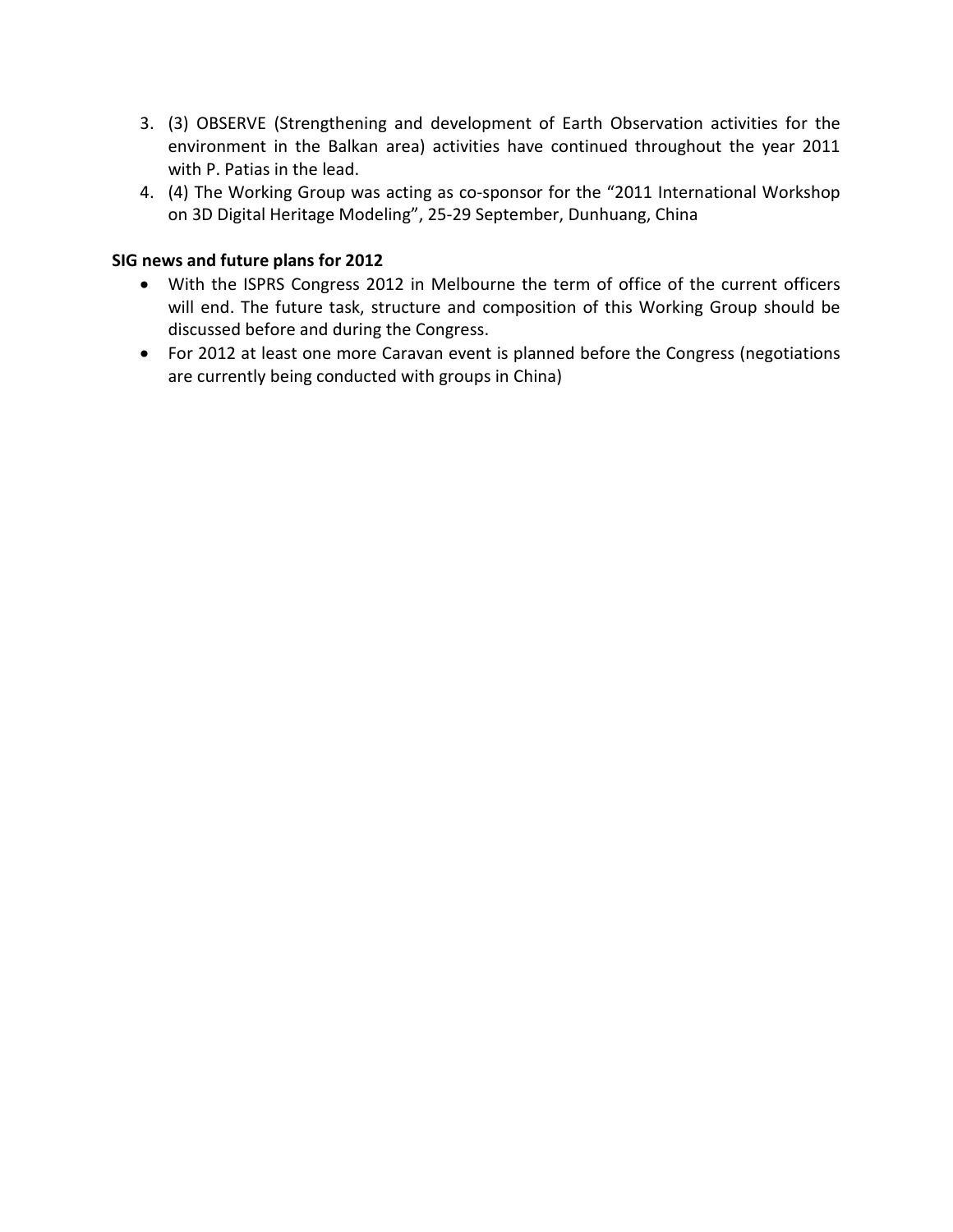3. (3) OBSERVE (Strengthening and development of Earth Observation activities for the environment in the Balkan area) activities have continued throughout the year 2011 with P. Patias in the lead.
4. (4) The Working Group was acting as co-sponsor for the "2011 International Workshop on 3D Digital Heritage Modeling", 25-29 September, Dunhuang, China

**SIG news and future plans for 2012**

- With the ISPRS Congress 2012 in Melbourne the term of office of the current officers will end. The future task, structure and composition of this Working Group should be discussed before and during the Congress.
- For 2012 at least one more Caravan event is planned before the Congress (negotiations are currently being conducted with groups in China)